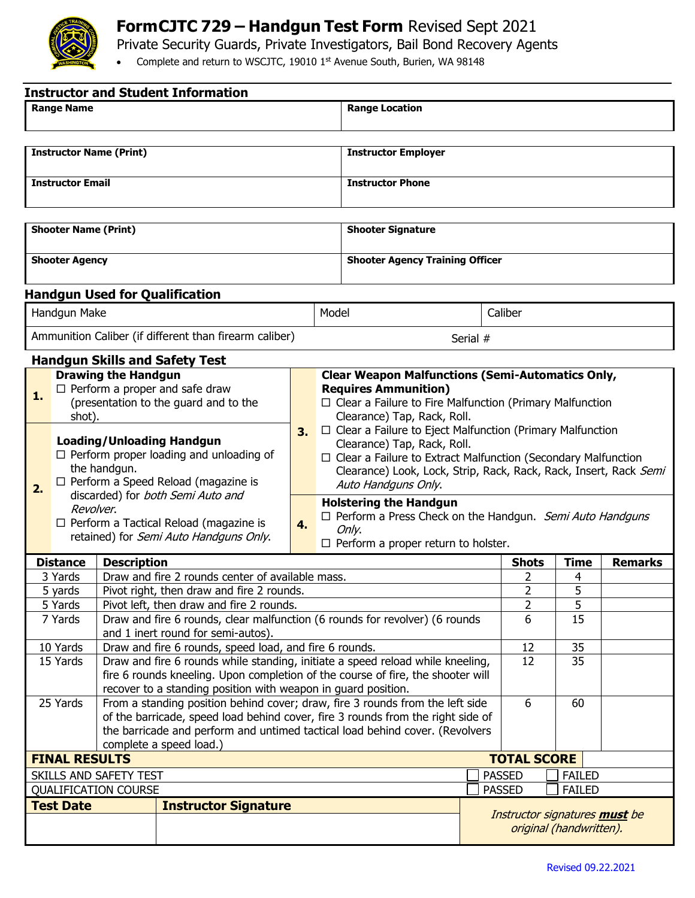# FormCJTC 729 – Handgun Test Form Revised Sept 2021

Private Security Guards, Private Investigators, Bail Bond Recovery Agents

- Complete and return to WSCJTC, 19010 1st Avenue South, Burien, WA 98148

## Instructor and Student Information

| **Range Name** | **Range Location** |
|---|---|
| | |

| **Instructor Name (Print)** | **Instructor Employer** |
|---|---|
| **Instructor Email** | **Instructor Phone** |

| **Shooter Name (Print)** | **Shooter Signature** |
|---|---|
| **Shooter Agency** | **Shooter Agency Training Officer** |

## Handgun Used for Qualification

| Handgun Make | Model | Caliber |
|---|---|---|
| Ammunition Caliber (if different than firearm caliber) | Serial # | |

## Handgun Skills and Safety Test

**1. Drawing the Handgun**

- ☐ Perform a proper and safe draw (presentation to the guard and to the shot).

**2. Loading/Unloading Handgun**

- ☐ Perform proper loading and unloading of the handgun.
- ☐ Perform a Speed Reload (magazine is discarded) for *both Semi Auto and Revolver*.
- ☐ Perform a Tactical Reload (magazine is retained) for *Semi Auto Handguns Only*.

**3. Clear Weapon Malfunctions (Semi-Automatics Only, Requires Ammunition)**

- ☐ Clear a Failure to Fire Malfunction (Primary Malfunction Clearance) Tap, Rack, Roll.
- ☐ Clear a Failure to Eject Malfunction (Primary Malfunction Clearance) Tap, Rack, Roll.
- ☐ Clear a Failure to Extract Malfunction (Secondary Malfunction Clearance) Look, Lock, Strip, Rack, Rack, Rack, Insert, Rack *Semi Auto Handguns Only*.

**4. Holstering the Handgun**

- ☐ Perform a Press Check on the Handgun. *Semi Auto Handguns Only*.
- ☐ Perform a proper return to holster.

| Distance | Description | Shots | Time | Remarks |
|---|---|---|---|---|
| 3 Yards | Draw and fire 2 rounds center of available mass. | 2 | 4 | |
| 5 yards | Pivot right, then draw and fire 2 rounds. | 2 | 5 | |
| 5 Yards | Pivot left, then draw and fire 2 rounds. | 2 | 5 | |
| 7 Yards | Draw and fire 6 rounds, clear malfunction (6 rounds for revolver) (6 rounds and 1 inert round for semi-autos). | 6 | 15 | |
| 10 Yards | Draw and fire 6 rounds, speed load, and fire 6 rounds. | 12 | 35 | |
| 15 Yards | Draw and fire 6 rounds while standing, initiate a speed reload while kneeling, fire 6 rounds kneeling. Upon completion of the course of fire, the shooter will recover to a standing position with weapon in guard position. | 12 | 35 | |
| 25 Yards | From a standing position behind cover; draw, fire 3 rounds from the left side of the barricade, speed load behind cover, fire 3 rounds from the right side of the barricade and perform and untimed tactical load behind cover. (Revolvers complete a speed load.) | 6 | 60 | |

| **FINAL RESULTS** | **TOTAL SCORE** | |
|---|---|---|
| SKILLS AND SAFETY TEST | ☐ PASSED | ☐ FAILED |
| QUALIFICATION COURSE | ☐ PASSED | ☐ FAILED |

| **Test Date** | **Instructor Signature** | *Instructor signatures **must** be original (handwritten).* |
|---|---|---|
| | | |

Revised 09.22.2021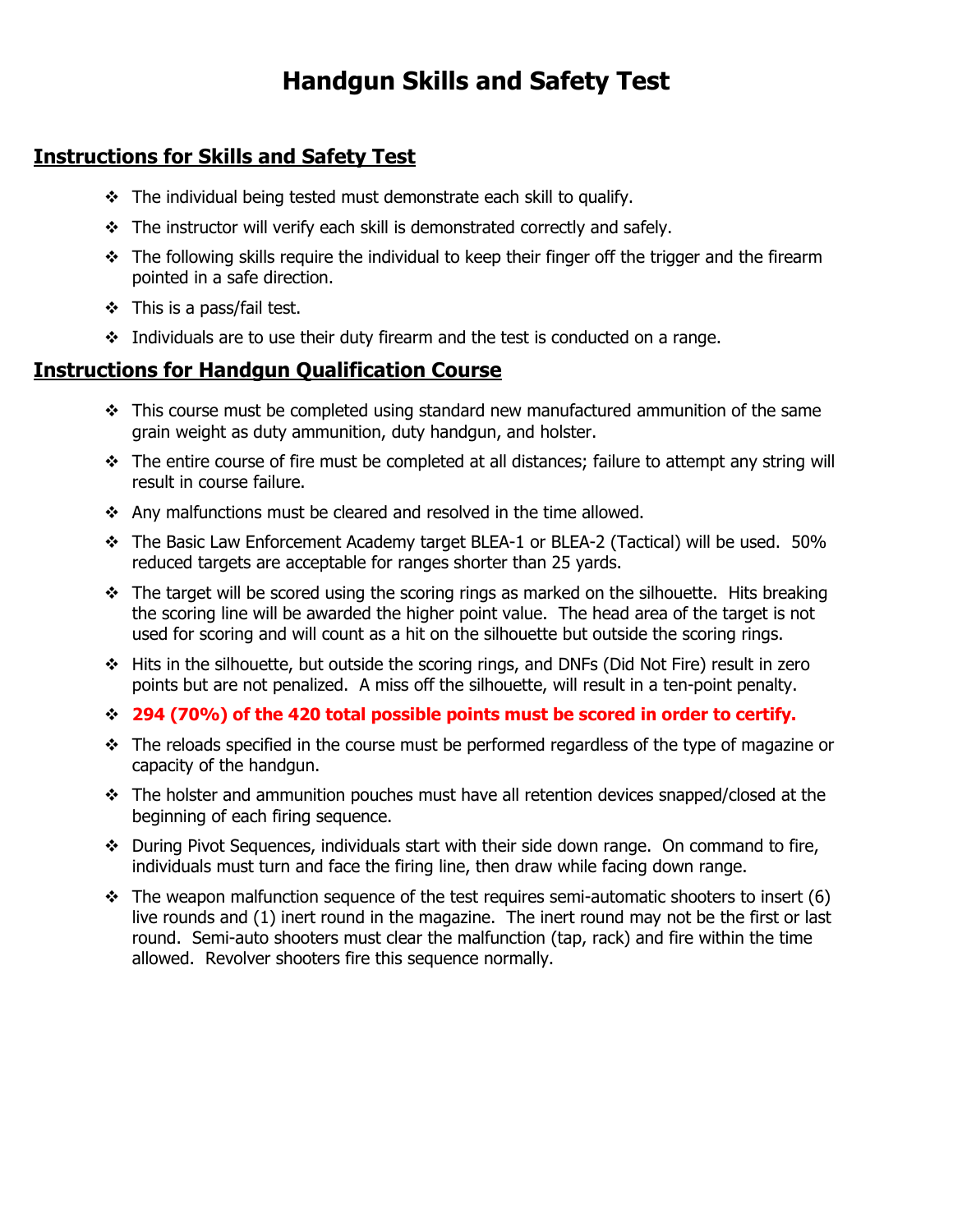# Handgun Skills and Safety Test

## Instructions for Skills and Safety Test

- The individual being tested must demonstrate each skill to qualify.
- The instructor will verify each skill is demonstrated correctly and safely.
- The following skills require the individual to keep their finger off the trigger and the firearm pointed in a safe direction.
- This is a pass/fail test.
- Individuals are to use their duty firearm and the test is conducted on a range.

## Instructions for Handgun Qualification Course

- This course must be completed using standard new manufactured ammunition of the same grain weight as duty ammunition, duty handgun, and holster.
- The entire course of fire must be completed at all distances; failure to attempt any string will result in course failure.
- Any malfunctions must be cleared and resolved in the time allowed.
- The Basic Law Enforcement Academy target BLEA-1 or BLEA-2 (Tactical) will be used. 50% reduced targets are acceptable for ranges shorter than 25 yards.
- The target will be scored using the scoring rings as marked on the silhouette. Hits breaking the scoring line will be awarded the higher point value. The head area of the target is not used for scoring and will count as a hit on the silhouette but outside the scoring rings.
- Hits in the silhouette, but outside the scoring rings, and DNFs (Did Not Fire) result in zero points but are not penalized. A miss off the silhouette, will result in a ten-point penalty.
- **294 (70%) of the 420 total possible points must be scored in order to certify.**
- The reloads specified in the course must be performed regardless of the type of magazine or capacity of the handgun.
- The holster and ammunition pouches must have all retention devices snapped/closed at the beginning of each firing sequence.
- During Pivot Sequences, individuals start with their side down range. On command to fire, individuals must turn and face the firing line, then draw while facing down range.
- The weapon malfunction sequence of the test requires semi-automatic shooters to insert (6) live rounds and (1) inert round in the magazine. The inert round may not be the first or last round. Semi-auto shooters must clear the malfunction (tap, rack) and fire within the time allowed. Revolver shooters fire this sequence normally.